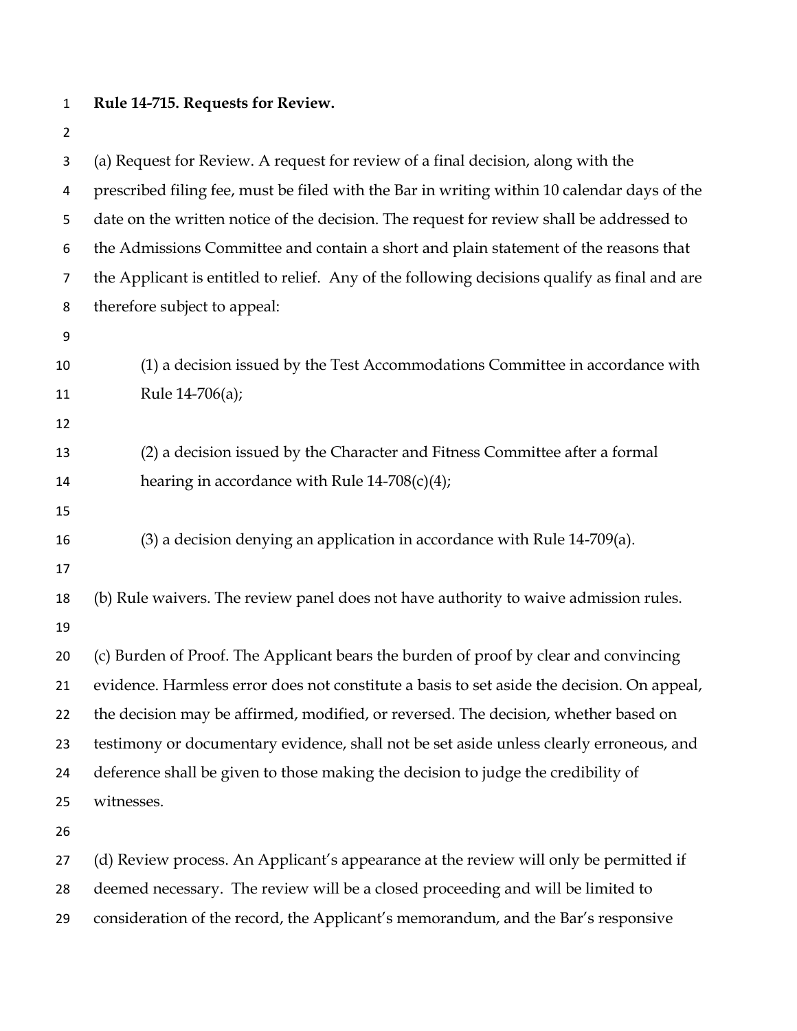**Rule 14-715. Requests for Review.**

(a) Request for Review. A request for review of a final decision, along with the prescribed filing fee, must be filed with the Bar in writing within 10 calendar days of the date on the written notice of the decision. The request for review shall be addressed to the Admissions Committee and contain a short and plain statement of the reasons that the Applicant is entitled to relief. Any of the following decisions qualify as final and are therefore subject to appeal:

> (1) a decision issued by the Test Accommodations Committee in accordance with Rule 14-706(a);
>
> (2) a decision issued by the Character and Fitness Committee after a formal hearing in accordance with Rule 14-708(c)(4);
>
> (3) a decision denying an application in accordance with Rule 14-709(a).

(b) Rule waivers. The review panel does not have authority to waive admission rules.

(c) Burden of Proof. The Applicant bears the burden of proof by clear and convincing evidence. Harmless error does not constitute a basis to set aside the decision. On appeal, the decision may be affirmed, modified, or reversed. The decision, whether based on testimony or documentary evidence, shall not be set aside unless clearly erroneous, and deference shall be given to those making the decision to judge the credibility of witnesses.

(d) Review process. An Applicant's appearance at the review will only be permitted if deemed necessary. The review will be a closed proceeding and will be limited to consideration of the record, the Applicant's memorandum, and the Bar's responsive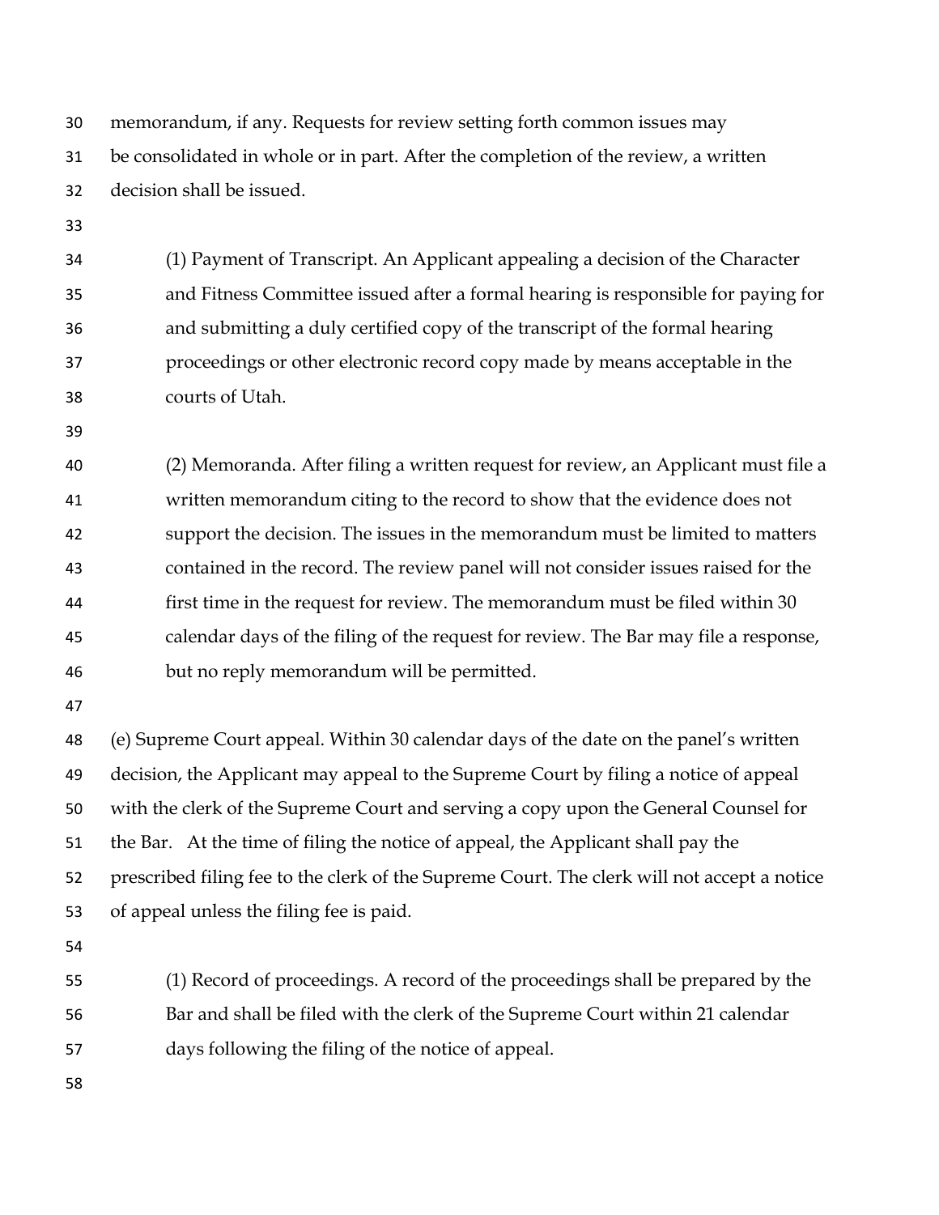memorandum, if any. Requests for review setting forth common issues may be consolidated in whole or in part. After the completion of the review, a written decision shall be issued.

(1) Payment of Transcript. An Applicant appealing a decision of the Character and Fitness Committee issued after a formal hearing is responsible for paying for and submitting a duly certified copy of the transcript of the formal hearing proceedings or other electronic record copy made by means acceptable in the courts of Utah.

(2) Memoranda. After filing a written request for review, an Applicant must file a written memorandum citing to the record to show that the evidence does not support the decision. The issues in the memorandum must be limited to matters contained in the record. The review panel will not consider issues raised for the first time in the request for review. The memorandum must be filed within 30 calendar days of the filing of the request for review. The Bar may file a response, but no reply memorandum will be permitted.

(e) Supreme Court appeal. Within 30 calendar days of the date on the panel's written decision, the Applicant may appeal to the Supreme Court by filing a notice of appeal with the clerk of the Supreme Court and serving a copy upon the General Counsel for the Bar. At the time of filing the notice of appeal, the Applicant shall pay the prescribed filing fee to the clerk of the Supreme Court. The clerk will not accept a notice of appeal unless the filing fee is paid.

(1) Record of proceedings. A record of the proceedings shall be prepared by the Bar and shall be filed with the clerk of the Supreme Court within 21 calendar days following the filing of the notice of appeal.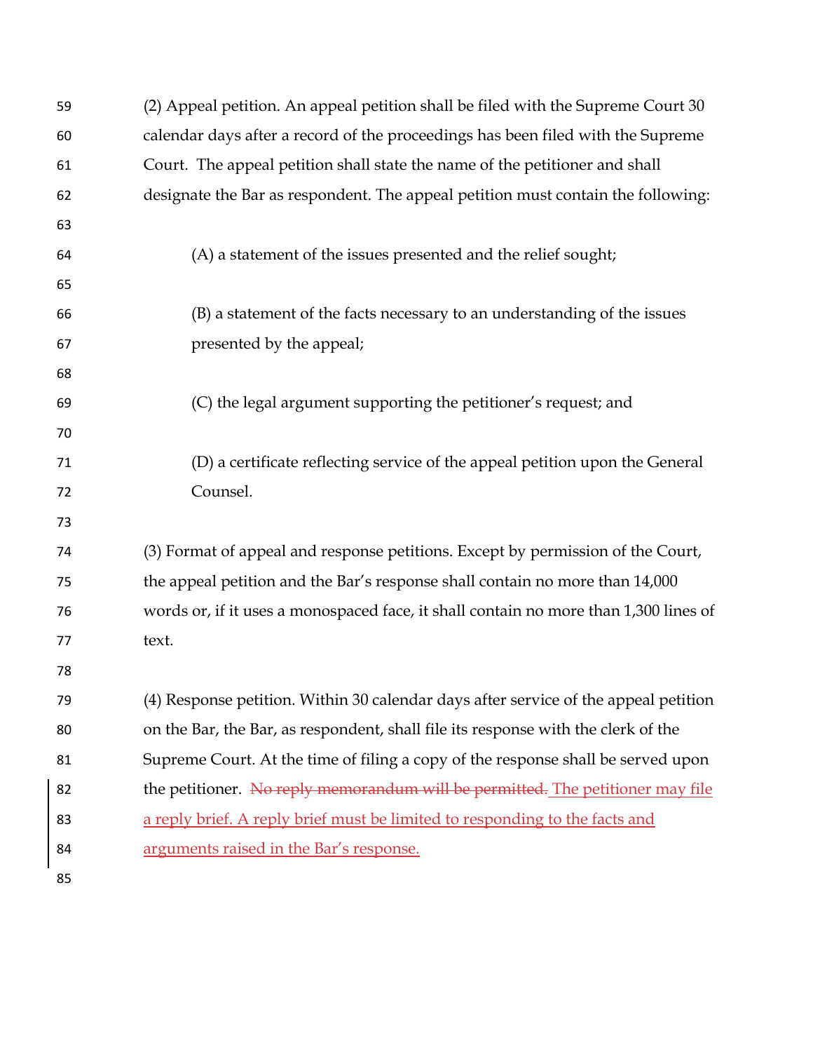(2) Appeal petition. An appeal petition shall be filed with the Supreme Court 30 calendar days after a record of the proceedings has been filed with the Supreme Court. The appeal petition shall state the name of the petitioner and shall designate the Bar as respondent. The appeal petition must contain the following:

(A) a statement of the issues presented and the relief sought;

(B) a statement of the facts necessary to an understanding of the issues presented by the appeal;

(C) the legal argument supporting the petitioner's request; and

(D) a certificate reflecting service of the appeal petition upon the General Counsel.

(3) Format of appeal and response petitions. Except by permission of the Court, the appeal petition and the Bar's response shall contain no more than 14,000 words or, if it uses a monospaced face, it shall contain no more than 1,300 lines of text.

(4) Response petition. Within 30 calendar days after service of the appeal petition on the Bar, the Bar, as respondent, shall file its response with the clerk of the Supreme Court. At the time of filing a copy of the response shall be served upon the petitioner. ~~No reply memorandum will be permitted.~~ The petitioner may file a reply brief. A reply brief must be limited to responding to the facts and arguments raised in the Bar's response.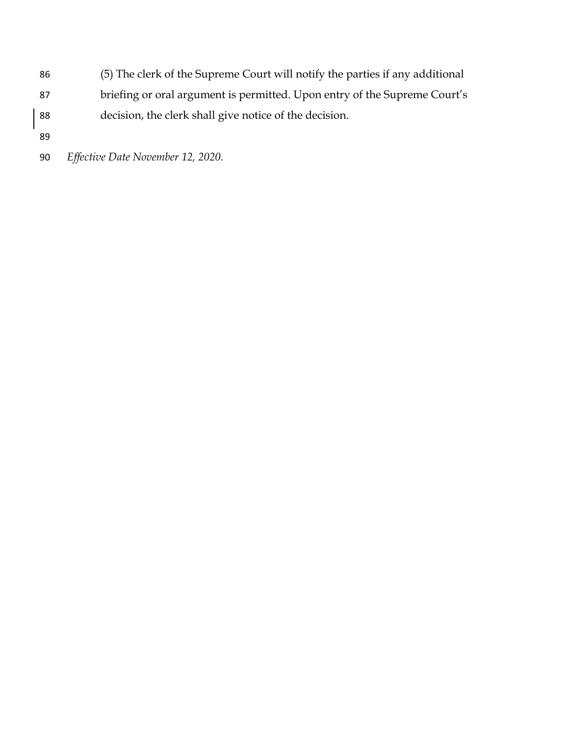(5) The clerk of the Supreme Court will notify the parties if any additional briefing or oral argument is permitted. Upon entry of the Supreme Court's decision, the clerk shall give notice of the decision.

*Effective Date November 12, 2020.*